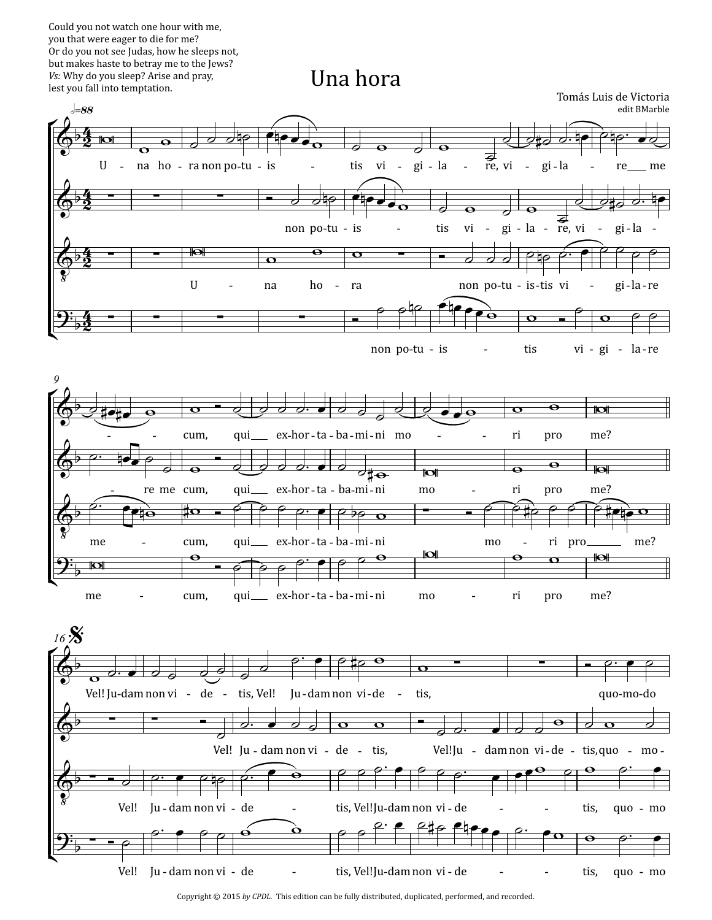Could you not watch one hour with me,
you that were eager to die for me?
Or do you not see Judas, how he sleeps not,
but makes haste to betray me to the Jews?
*Vs:* Why do you sleep? Arise and pray,
lest you fall into temptation.

# Una hora

Tomás Luis de Victoria
edit BMarble

U - na ho - ra non po - tu - is - tis vi - gi - la - re, vi - gi - la - re me - cum, qui exhor - ta - ba - mi - ni mo - ri pro me?

Vel! Ju - dam non vi - de - tis, Vel! Ju - dam non vi - de - tis, quo - mo - do

Copyright © 2015 *by CPDL*. This edition can be fully distributed, duplicated, performed, and recorded.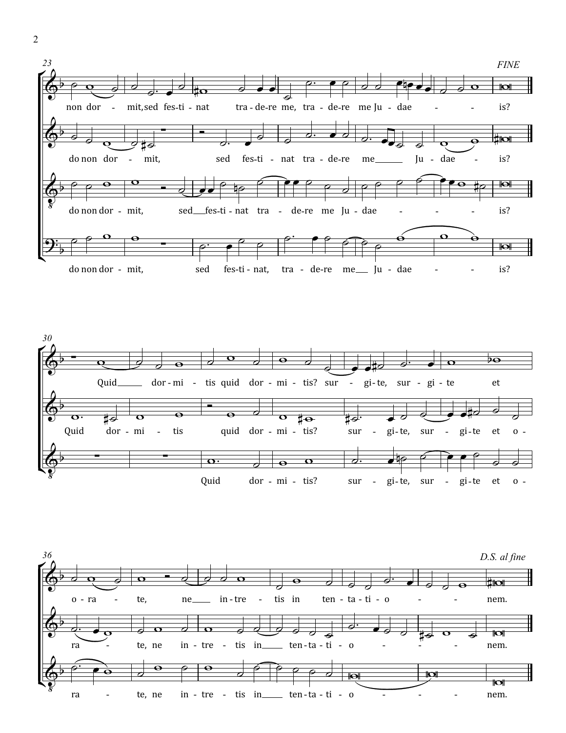23

*FINE*

non dor - mit, sed fes-ti - nat tra - de-re me, tra - de-re me Ju - dae - - is?

do non dor - mit, sed fes-ti - nat tra - de-re me Ju - dae - is?

do non dor - mit, sed fes-ti - nat tra - de-re me Ju - dae - - - is?

do non dor - mit, sed fes-ti - nat, tra - de-re me Ju - dae - - is?

30

Quid dor - mi - tis quid dor - mi - tis? sur - gi - te, sur - gi - te et

Quid dor - mi - tis quid dor - mi - tis? sur - gi - te, sur - gi - te et o -

Quid dor - mi - tis? sur - gi - te, sur - gi - te et o -

36

*D.S. al fine*

o - ra - te, ne in - tre - tis in ten - ta - ti - o - - nem.

ra - te, ne in - tre - tis in ten - ta - ti - o - - - nem.

ra - te, ne in - tre - tis in ten - ta - ti - o - - - nem.